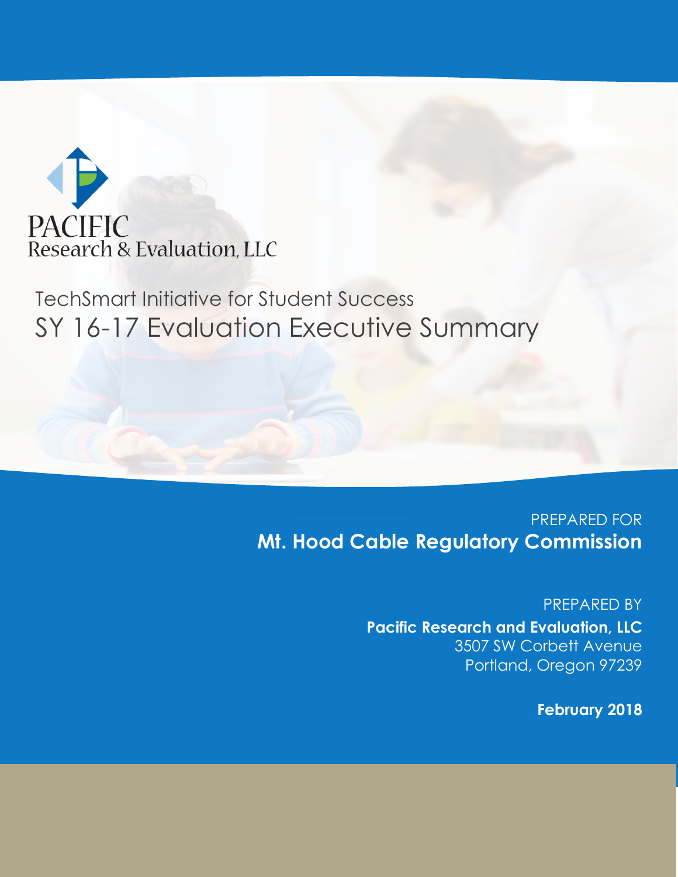PACIFIC
Research & Evaluation, LLC

TechSmart Initiative for Student Success

# SY 16-17 Evaluation Executive Summary

PREPARED FOR

**Mt. Hood Cable Regulatory Commission**

PREPARED BY

**Pacific Research and Evaluation, LLC**
3507 SW Corbett Avenue
Portland, Oregon 97239

**February 2018**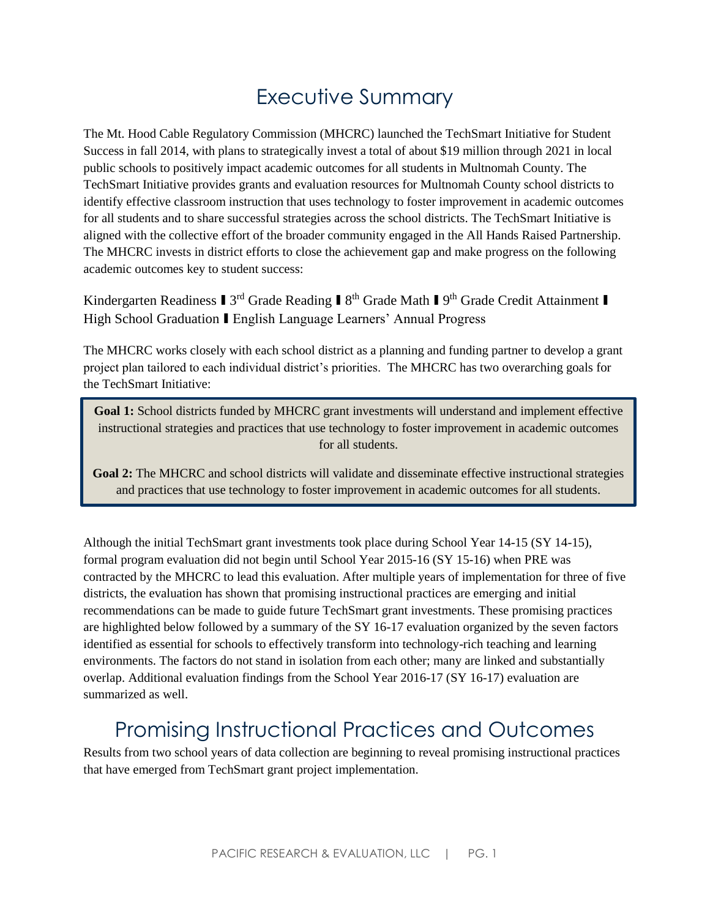# Executive Summary

The Mt. Hood Cable Regulatory Commission (MHCRC) launched the TechSmart Initiative for Student Success in fall 2014, with plans to strategically invest a total of about $19 million through 2021 in local public schools to positively impact academic outcomes for all students in Multnomah County. The TechSmart Initiative provides grants and evaluation resources for Multnomah County school districts to identify effective classroom instruction that uses technology to foster improvement in academic outcomes for all students and to share successful strategies across the school districts. The TechSmart Initiative is aligned with the collective effort of the broader community engaged in the All Hands Raised Partnership. The MHCRC invests in district efforts to close the achievement gap and make progress on the following academic outcomes key to student success:

Kindergarten Readiness ❚ 3rd Grade Reading ❚ 8th Grade Math ❚ 9th Grade Credit Attainment ❚ High School Graduation ❚ English Language Learners' Annual Progress

The MHCRC works closely with each school district as a planning and funding partner to develop a grant project plan tailored to each individual district's priorities. The MHCRC has two overarching goals for the TechSmart Initiative:

> **Goal 1:** School districts funded by MHCRC grant investments will understand and implement effective instructional strategies and practices that use technology to foster improvement in academic outcomes for all students.
>
> **Goal 2:** The MHCRC and school districts will validate and disseminate effective instructional strategies and practices that use technology to foster improvement in academic outcomes for all students.

Although the initial TechSmart grant investments took place during School Year 14-15 (SY 14-15), formal program evaluation did not begin until School Year 2015-16 (SY 15-16) when PRE was contracted by the MHCRC to lead this evaluation. After multiple years of implementation for three of five districts, the evaluation has shown that promising instructional practices are emerging and initial recommendations can be made to guide future TechSmart grant investments. These promising practices are highlighted below followed by a summary of the SY 16-17 evaluation organized by the seven factors identified as essential for schools to effectively transform into technology-rich teaching and learning environments. The factors do not stand in isolation from each other; many are linked and substantially overlap. Additional evaluation findings from the School Year 2016-17 (SY 16-17) evaluation are summarized as well.

# Promising Instructional Practices and Outcomes

Results from two school years of data collection are beginning to reveal promising instructional practices that have emerged from TechSmart grant project implementation.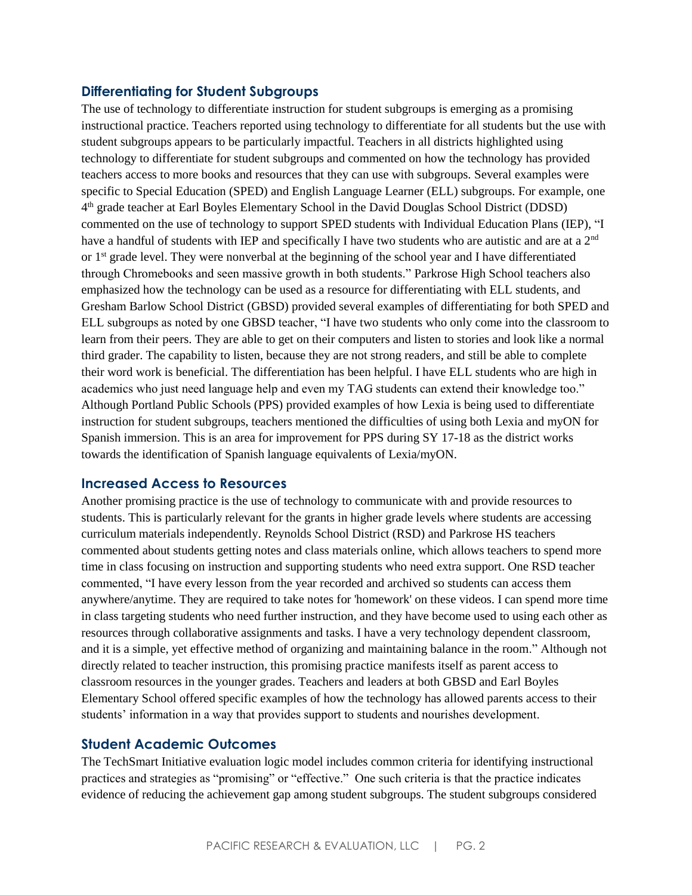## Differentiating for Student Subgroups

The use of technology to differentiate instruction for student subgroups is emerging as a promising instructional practice. Teachers reported using technology to differentiate for all students but the use with student subgroups appears to be particularly impactful. Teachers in all districts highlighted using technology to differentiate for student subgroups and commented on how the technology has provided teachers access to more books and resources that they can use with subgroups. Several examples were specific to Special Education (SPED) and English Language Learner (ELL) subgroups. For example, one 4th grade teacher at Earl Boyles Elementary School in the David Douglas School District (DDSD) commented on the use of technology to support SPED students with Individual Education Plans (IEP), "I have a handful of students with IEP and specifically I have two students who are autistic and are at a 2nd or 1st grade level. They were nonverbal at the beginning of the school year and I have differentiated through Chromebooks and seen massive growth in both students." Parkrose High School teachers also emphasized how the technology can be used as a resource for differentiating with ELL students, and Gresham Barlow School District (GBSD) provided several examples of differentiating for both SPED and ELL subgroups as noted by one GBSD teacher, "I have two students who only come into the classroom to learn from their peers. They are able to get on their computers and listen to stories and look like a normal third grader. The capability to listen, because they are not strong readers, and still be able to complete their word work is beneficial. The differentiation has been helpful. I have ELL students who are high in academics who just need language help and even my TAG students can extend their knowledge too." Although Portland Public Schools (PPS) provided examples of how Lexia is being used to differentiate instruction for student subgroups, teachers mentioned the difficulties of using both Lexia and myON for Spanish immersion. This is an area for improvement for PPS during SY 17-18 as the district works towards the identification of Spanish language equivalents of Lexia/myON.

## Increased Access to Resources

Another promising practice is the use of technology to communicate with and provide resources to students. This is particularly relevant for the grants in higher grade levels where students are accessing curriculum materials independently. Reynolds School District (RSD) and Parkrose HS teachers commented about students getting notes and class materials online, which allows teachers to spend more time in class focusing on instruction and supporting students who need extra support. One RSD teacher commented, "I have every lesson from the year recorded and archived so students can access them anywhere/anytime. They are required to take notes for 'homework' on these videos. I can spend more time in class targeting students who need further instruction, and they have become used to using each other as resources through collaborative assignments and tasks. I have a very technology dependent classroom, and it is a simple, yet effective method of organizing and maintaining balance in the room." Although not directly related to teacher instruction, this promising practice manifests itself as parent access to classroom resources in the younger grades. Teachers and leaders at both GBSD and Earl Boyles Elementary School offered specific examples of how the technology has allowed parents access to their students' information in a way that provides support to students and nourishes development.

## Student Academic Outcomes

The TechSmart Initiative evaluation logic model includes common criteria for identifying instructional practices and strategies as "promising" or "effective." One such criteria is that the practice indicates evidence of reducing the achievement gap among student subgroups. The student subgroups considered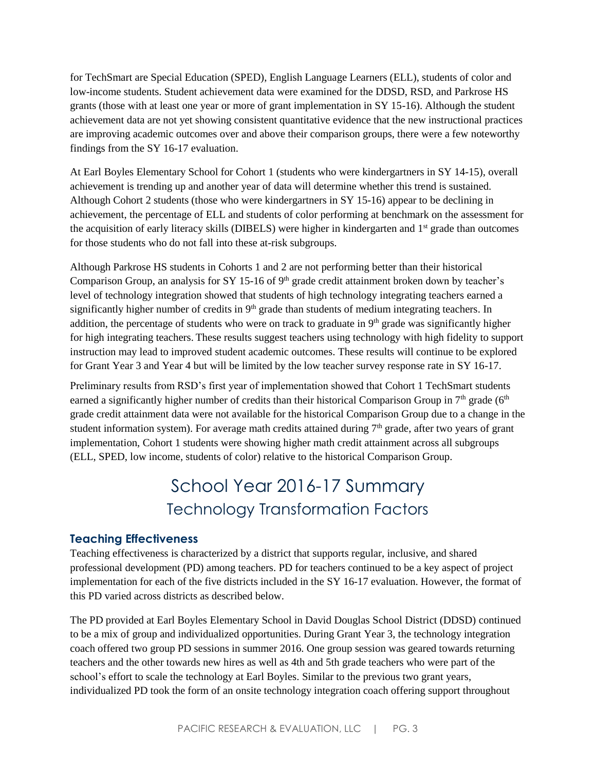for TechSmart are Special Education (SPED), English Language Learners (ELL), students of color and low-income students. Student achievement data were examined for the DDSD, RSD, and Parkrose HS grants (those with at least one year or more of grant implementation in SY 15-16). Although the student achievement data are not yet showing consistent quantitative evidence that the new instructional practices are improving academic outcomes over and above their comparison groups, there were a few noteworthy findings from the SY 16-17 evaluation.

At Earl Boyles Elementary School for Cohort 1 (students who were kindergartners in SY 14-15), overall achievement is trending up and another year of data will determine whether this trend is sustained. Although Cohort 2 students (those who were kindergartners in SY 15-16) appear to be declining in achievement, the percentage of ELL and students of color performing at benchmark on the assessment for the acquisition of early literacy skills (DIBELS) were higher in kindergarten and 1st grade than outcomes for those students who do not fall into these at-risk subgroups.

Although Parkrose HS students in Cohorts 1 and 2 are not performing better than their historical Comparison Group, an analysis for SY 15-16 of 9th grade credit attainment broken down by teacher's level of technology integration showed that students of high technology integrating teachers earned a significantly higher number of credits in 9th grade than students of medium integrating teachers. In addition, the percentage of students who were on track to graduate in 9th grade was significantly higher for high integrating teachers. These results suggest teachers using technology with high fidelity to support instruction may lead to improved student academic outcomes. These results will continue to be explored for Grant Year 3 and Year 4 but will be limited by the low teacher survey response rate in SY 16-17.

Preliminary results from RSD's first year of implementation showed that Cohort 1 TechSmart students earned a significantly higher number of credits than their historical Comparison Group in 7th grade (6th grade credit attainment data were not available for the historical Comparison Group due to a change in the student information system). For average math credits attained during 7th grade, after two years of grant implementation, Cohort 1 students were showing higher math credit attainment across all subgroups (ELL, SPED, low income, students of color) relative to the historical Comparison Group.

# School Year 2016-17 Summary

## Technology Transformation Factors

### Teaching Effectiveness

Teaching effectiveness is characterized by a district that supports regular, inclusive, and shared professional development (PD) among teachers. PD for teachers continued to be a key aspect of project implementation for each of the five districts included in the SY 16-17 evaluation. However, the format of this PD varied across districts as described below.

The PD provided at Earl Boyles Elementary School in David Douglas School District (DDSD) continued to be a mix of group and individualized opportunities. During Grant Year 3, the technology integration coach offered two group PD sessions in summer 2016. One group session was geared towards returning teachers and the other towards new hires as well as 4th and 5th grade teachers who were part of the school's effort to scale the technology at Earl Boyles. Similar to the previous two grant years, individualized PD took the form of an onsite technology integration coach offering support throughout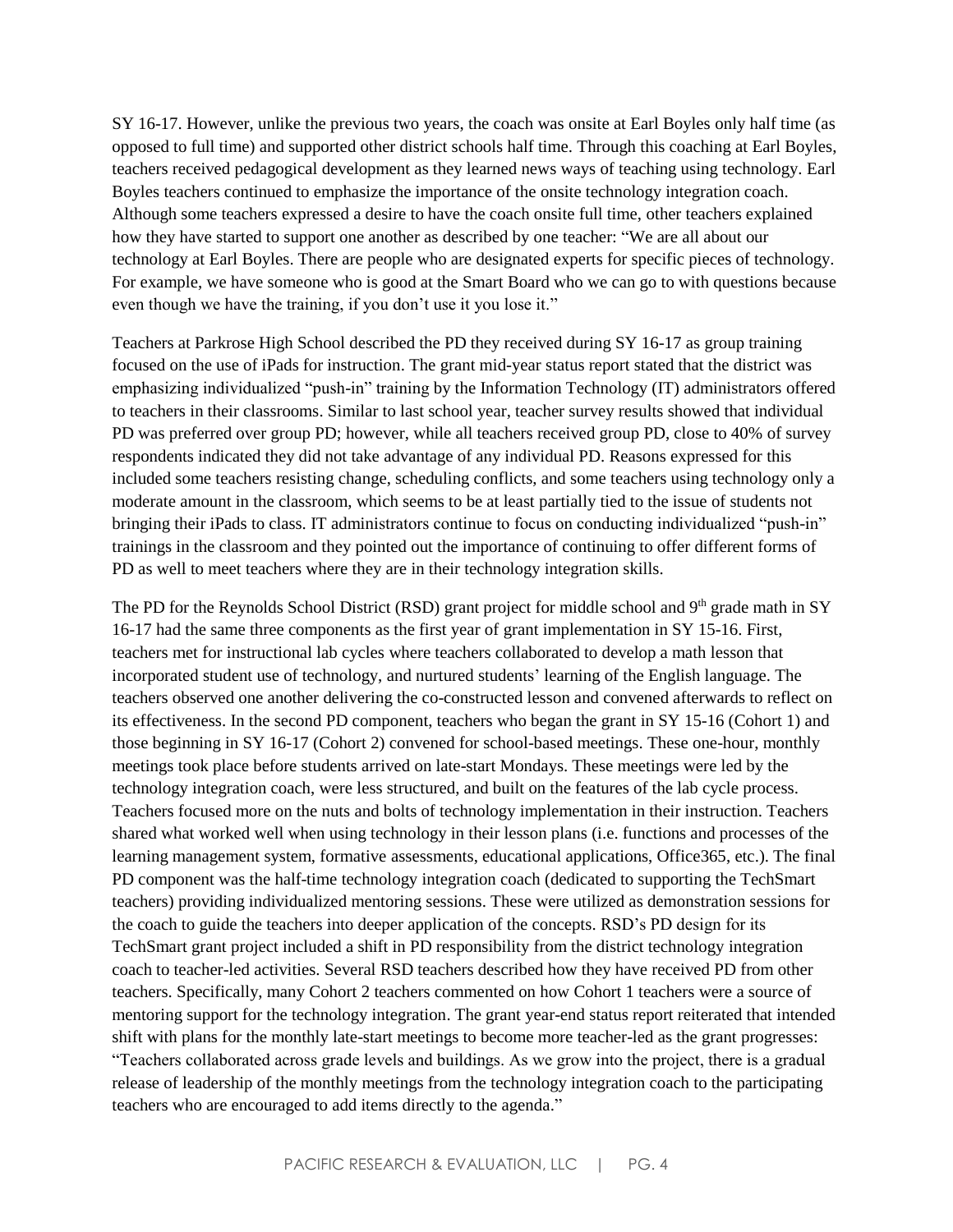SY 16-17. However, unlike the previous two years, the coach was onsite at Earl Boyles only half time (as opposed to full time) and supported other district schools half time. Through this coaching at Earl Boyles, teachers received pedagogical development as they learned news ways of teaching using technology. Earl Boyles teachers continued to emphasize the importance of the onsite technology integration coach. Although some teachers expressed a desire to have the coach onsite full time, other teachers explained how they have started to support one another as described by one teacher: "We are all about our technology at Earl Boyles. There are people who are designated experts for specific pieces of technology. For example, we have someone who is good at the Smart Board who we can go to with questions because even though we have the training, if you don't use it you lose it."

Teachers at Parkrose High School described the PD they received during SY 16-17 as group training focused on the use of iPads for instruction. The grant mid-year status report stated that the district was emphasizing individualized "push-in" training by the Information Technology (IT) administrators offered to teachers in their classrooms. Similar to last school year, teacher survey results showed that individual PD was preferred over group PD; however, while all teachers received group PD, close to 40% of survey respondents indicated they did not take advantage of any individual PD. Reasons expressed for this included some teachers resisting change, scheduling conflicts, and some teachers using technology only a moderate amount in the classroom, which seems to be at least partially tied to the issue of students not bringing their iPads to class. IT administrators continue to focus on conducting individualized "push-in" trainings in the classroom and they pointed out the importance of continuing to offer different forms of PD as well to meet teachers where they are in their technology integration skills.

The PD for the Reynolds School District (RSD) grant project for middle school and 9th grade math in SY 16-17 had the same three components as the first year of grant implementation in SY 15-16. First, teachers met for instructional lab cycles where teachers collaborated to develop a math lesson that incorporated student use of technology, and nurtured students' learning of the English language. The teachers observed one another delivering the co-constructed lesson and convened afterwards to reflect on its effectiveness. In the second PD component, teachers who began the grant in SY 15-16 (Cohort 1) and those beginning in SY 16-17 (Cohort 2) convened for school-based meetings. These one-hour, monthly meetings took place before students arrived on late-start Mondays. These meetings were led by the technology integration coach, were less structured, and built on the features of the lab cycle process. Teachers focused more on the nuts and bolts of technology implementation in their instruction. Teachers shared what worked well when using technology in their lesson plans (i.e. functions and processes of the learning management system, formative assessments, educational applications, Office365, etc.). The final PD component was the half-time technology integration coach (dedicated to supporting the TechSmart teachers) providing individualized mentoring sessions. These were utilized as demonstration sessions for the coach to guide the teachers into deeper application of the concepts. RSD's PD design for its TechSmart grant project included a shift in PD responsibility from the district technology integration coach to teacher-led activities. Several RSD teachers described how they have received PD from other teachers. Specifically, many Cohort 2 teachers commented on how Cohort 1 teachers were a source of mentoring support for the technology integration. The grant year-end status report reiterated that intended shift with plans for the monthly late-start meetings to become more teacher-led as the grant progresses: "Teachers collaborated across grade levels and buildings. As we grow into the project, there is a gradual release of leadership of the monthly meetings from the technology integration coach to the participating teachers who are encouraged to add items directly to the agenda."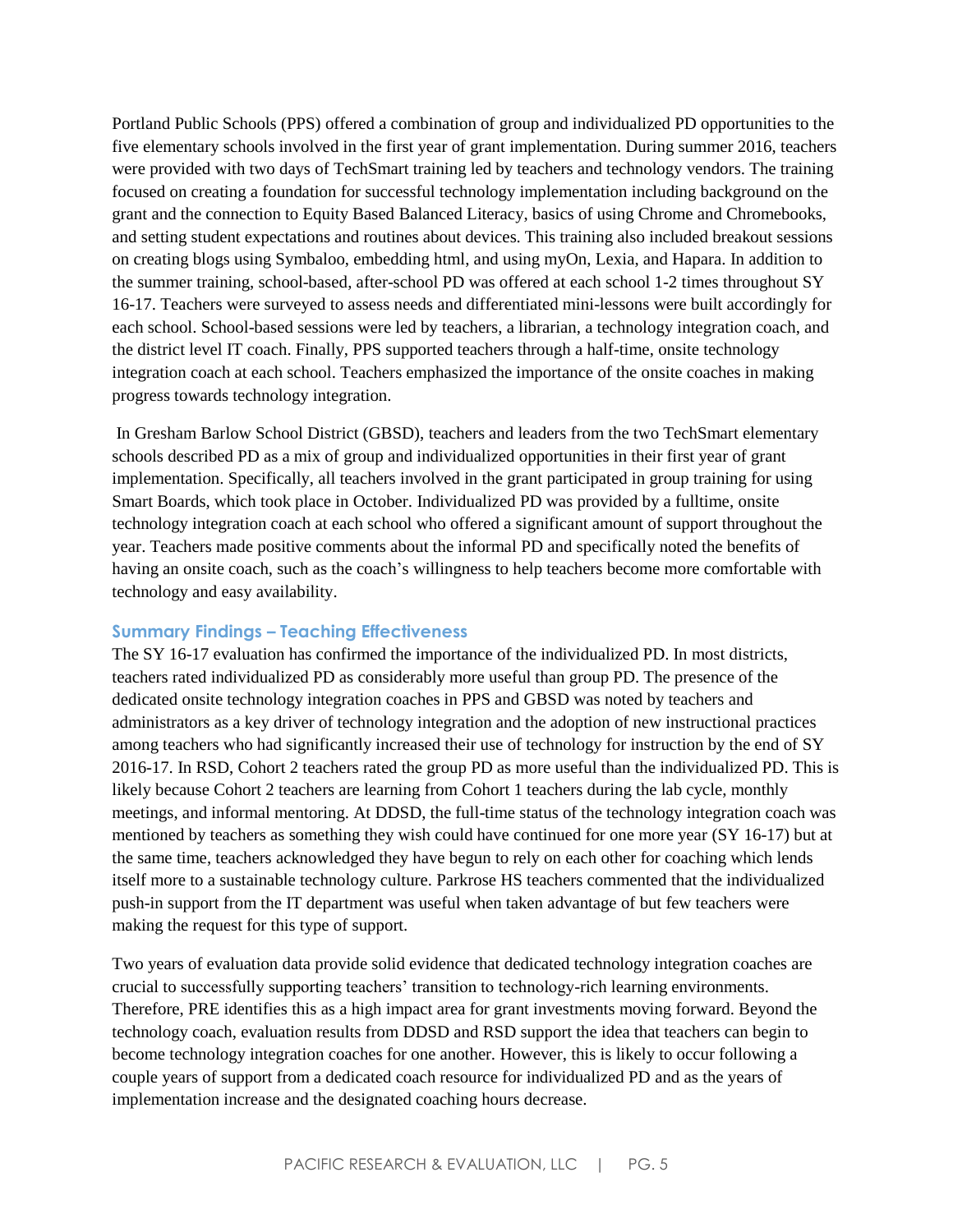Portland Public Schools (PPS) offered a combination of group and individualized PD opportunities to the five elementary schools involved in the first year of grant implementation. During summer 2016, teachers were provided with two days of TechSmart training led by teachers and technology vendors. The training focused on creating a foundation for successful technology implementation including background on the grant and the connection to Equity Based Balanced Literacy, basics of using Chrome and Chromebooks, and setting student expectations and routines about devices. This training also included breakout sessions on creating blogs using Symbaloo, embedding html, and using myOn, Lexia, and Hapara. In addition to the summer training, school-based, after-school PD was offered at each school 1-2 times throughout SY 16-17. Teachers were surveyed to assess needs and differentiated mini-lessons were built accordingly for each school. School-based sessions were led by teachers, a librarian, a technology integration coach, and the district level IT coach. Finally, PPS supported teachers through a half-time, onsite technology integration coach at each school. Teachers emphasized the importance of the onsite coaches in making progress towards technology integration.

In Gresham Barlow School District (GBSD), teachers and leaders from the two TechSmart elementary schools described PD as a mix of group and individualized opportunities in their first year of grant implementation. Specifically, all teachers involved in the grant participated in group training for using Smart Boards, which took place in October. Individualized PD was provided by a fulltime, onsite technology integration coach at each school who offered a significant amount of support throughout the year. Teachers made positive comments about the informal PD and specifically noted the benefits of having an onsite coach, such as the coach's willingness to help teachers become more comfortable with technology and easy availability.

### Summary Findings – Teaching Effectiveness

The SY 16-17 evaluation has confirmed the importance of the individualized PD. In most districts, teachers rated individualized PD as considerably more useful than group PD. The presence of the dedicated onsite technology integration coaches in PPS and GBSD was noted by teachers and administrators as a key driver of technology integration and the adoption of new instructional practices among teachers who had significantly increased their use of technology for instruction by the end of SY 2016-17. In RSD, Cohort 2 teachers rated the group PD as more useful than the individualized PD. This is likely because Cohort 2 teachers are learning from Cohort 1 teachers during the lab cycle, monthly meetings, and informal mentoring. At DDSD, the full-time status of the technology integration coach was mentioned by teachers as something they wish could have continued for one more year (SY 16-17) but at the same time, teachers acknowledged they have begun to rely on each other for coaching which lends itself more to a sustainable technology culture. Parkrose HS teachers commented that the individualized push-in support from the IT department was useful when taken advantage of but few teachers were making the request for this type of support.

Two years of evaluation data provide solid evidence that dedicated technology integration coaches are crucial to successfully supporting teachers' transition to technology-rich learning environments. Therefore, PRE identifies this as a high impact area for grant investments moving forward. Beyond the technology coach, evaluation results from DDSD and RSD support the idea that teachers can begin to become technology integration coaches for one another. However, this is likely to occur following a couple years of support from a dedicated coach resource for individualized PD and as the years of implementation increase and the designated coaching hours decrease.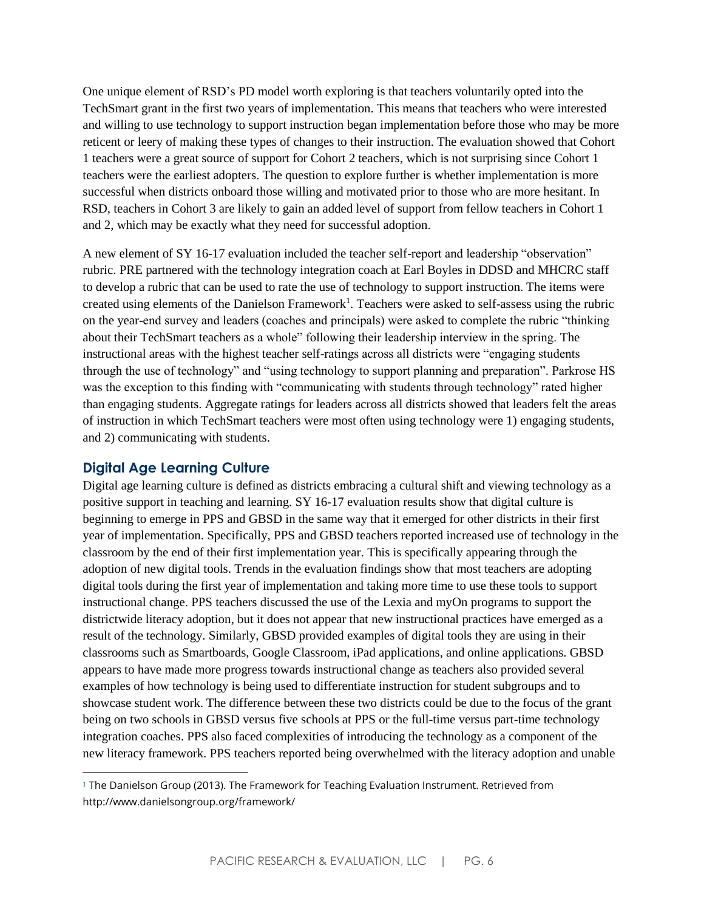One unique element of RSD's PD model worth exploring is that teachers voluntarily opted into the TechSmart grant in the first two years of implementation. This means that teachers who were interested and willing to use technology to support instruction began implementation before those who may be more reticent or leery of making these types of changes to their instruction. The evaluation showed that Cohort 1 teachers were a great source of support for Cohort 2 teachers, which is not surprising since Cohort 1 teachers were the earliest adopters. The question to explore further is whether implementation is more successful when districts onboard those willing and motivated prior to those who are more hesitant. In RSD, teachers in Cohort 3 are likely to gain an added level of support from fellow teachers in Cohort 1 and 2, which may be exactly what they need for successful adoption.

A new element of SY 16-17 evaluation included the teacher self-report and leadership "observation" rubric. PRE partnered with the technology integration coach at Earl Boyles in DDSD and MHCRC staff to develop a rubric that can be used to rate the use of technology to support instruction. The items were created using elements of the Danielson Framework[1]. Teachers were asked to self-assess using the rubric on the year-end survey and leaders (coaches and principals) were asked to complete the rubric "thinking about their TechSmart teachers as a whole" following their leadership interview in the spring. The instructional areas with the highest teacher self-ratings across all districts were "engaging students through the use of technology" and "using technology to support planning and preparation". Parkrose HS was the exception to this finding with "communicating with students through technology" rated higher than engaging students. Aggregate ratings for leaders across all districts showed that leaders felt the areas of instruction in which TechSmart teachers were most often using technology were 1) engaging students, and 2) communicating with students.

## Digital Age Learning Culture

Digital age learning culture is defined as districts embracing a cultural shift and viewing technology as a positive support in teaching and learning. SY 16-17 evaluation results show that digital culture is beginning to emerge in PPS and GBSD in the same way that it emerged for other districts in their first year of implementation. Specifically, PPS and GBSD teachers reported increased use of technology in the classroom by the end of their first implementation year. This is specifically appearing through the adoption of new digital tools. Trends in the evaluation findings show that most teachers are adopting digital tools during the first year of implementation and taking more time to use these tools to support instructional change. PPS teachers discussed the use of the Lexia and myOn programs to support the districtwide literacy adoption, but it does not appear that new instructional practices have emerged as a result of the technology. Similarly, GBSD provided examples of digital tools they are using in their classrooms such as Smartboards, Google Classroom, iPad applications, and online applications. GBSD appears to have made more progress towards instructional change as teachers also provided several examples of how technology is being used to differentiate instruction for student subgroups and to showcase student work. The difference between these two districts could be due to the focus of the grant being on two schools in GBSD versus five schools at PPS or the full-time versus part-time technology integration coaches. PPS also faced complexities of introducing the technology as a component of the new literacy framework. PPS teachers reported being overwhelmed with the literacy adoption and unable

[1] The Danielson Group (2013). The Framework for Teaching Evaluation Instrument. Retrieved from http://www.danielsongroup.org/framework/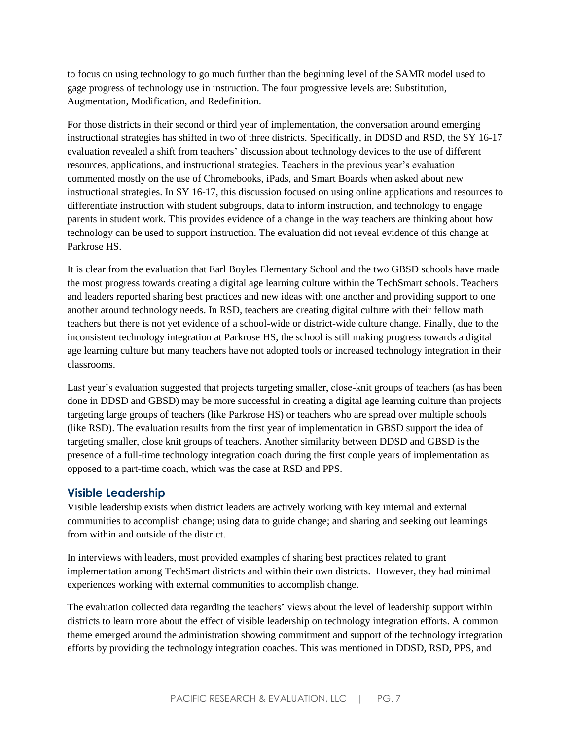to focus on using technology to go much further than the beginning level of the SAMR model used to gage progress of technology use in instruction. The four progressive levels are: Substitution, Augmentation, Modification, and Redefinition.

For those districts in their second or third year of implementation, the conversation around emerging instructional strategies has shifted in two of three districts. Specifically, in DDSD and RSD, the SY 16-17 evaluation revealed a shift from teachers' discussion about technology devices to the use of different resources, applications, and instructional strategies. Teachers in the previous year's evaluation commented mostly on the use of Chromebooks, iPads, and Smart Boards when asked about new instructional strategies. In SY 16-17, this discussion focused on using online applications and resources to differentiate instruction with student subgroups, data to inform instruction, and technology to engage parents in student work. This provides evidence of a change in the way teachers are thinking about how technology can be used to support instruction. The evaluation did not reveal evidence of this change at Parkrose HS.

It is clear from the evaluation that Earl Boyles Elementary School and the two GBSD schools have made the most progress towards creating a digital age learning culture within the TechSmart schools. Teachers and leaders reported sharing best practices and new ideas with one another and providing support to one another around technology needs. In RSD, teachers are creating digital culture with their fellow math teachers but there is not yet evidence of a school-wide or district-wide culture change. Finally, due to the inconsistent technology integration at Parkrose HS, the school is still making progress towards a digital age learning culture but many teachers have not adopted tools or increased technology integration in their classrooms.

Last year's evaluation suggested that projects targeting smaller, close-knit groups of teachers (as has been done in DDSD and GBSD) may be more successful in creating a digital age learning culture than projects targeting large groups of teachers (like Parkrose HS) or teachers who are spread over multiple schools (like RSD). The evaluation results from the first year of implementation in GBSD support the idea of targeting smaller, close knit groups of teachers. Another similarity between DDSD and GBSD is the presence of a full-time technology integration coach during the first couple years of implementation as opposed to a part-time coach, which was the case at RSD and PPS.

## Visible Leadership

Visible leadership exists when district leaders are actively working with key internal and external communities to accomplish change; using data to guide change; and sharing and seeking out learnings from within and outside of the district.

In interviews with leaders, most provided examples of sharing best practices related to grant implementation among TechSmart districts and within their own districts. However, they had minimal experiences working with external communities to accomplish change.

The evaluation collected data regarding the teachers' views about the level of leadership support within districts to learn more about the effect of visible leadership on technology integration efforts. A common theme emerged around the administration showing commitment and support of the technology integration efforts by providing the technology integration coaches. This was mentioned in DDSD, RSD, PPS, and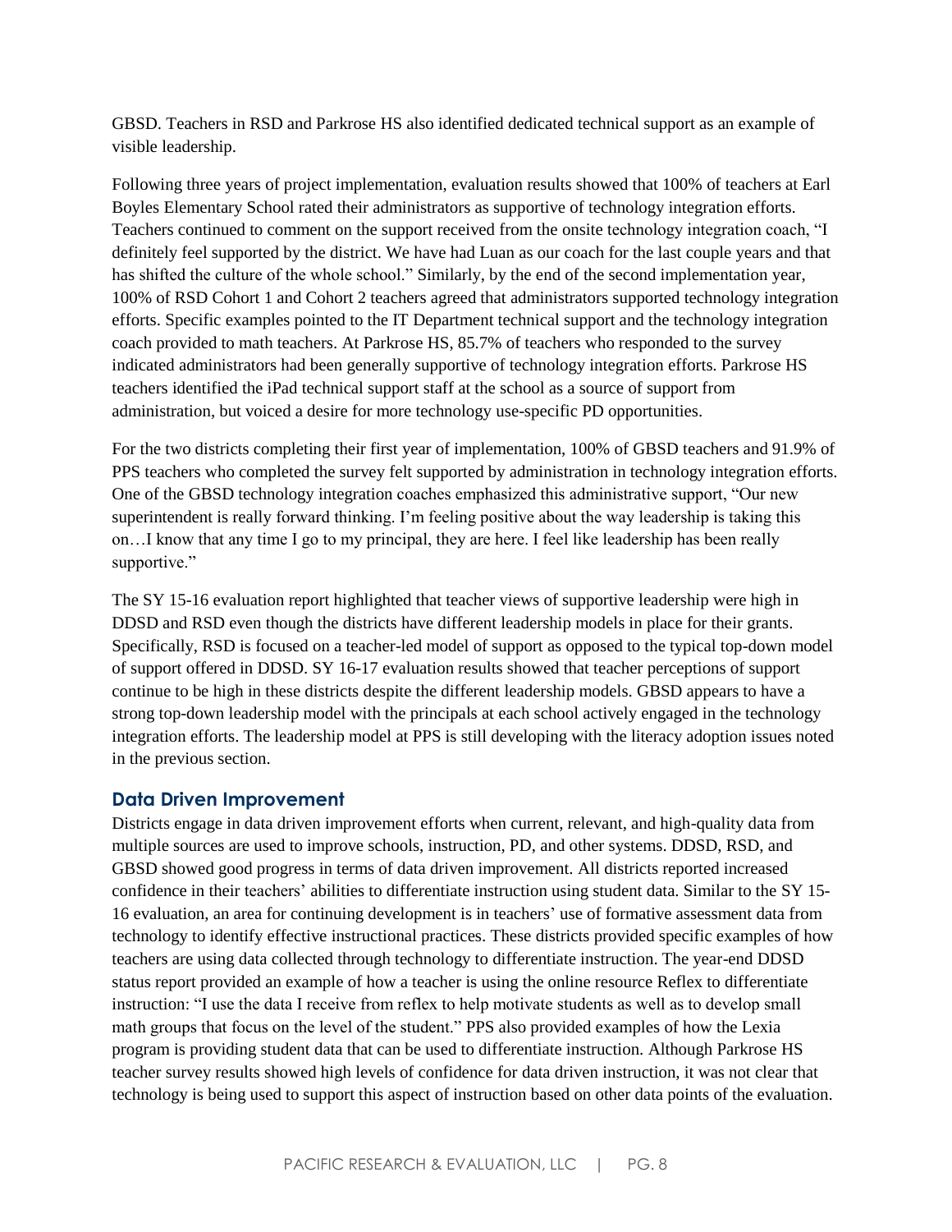GBSD. Teachers in RSD and Parkrose HS also identified dedicated technical support as an example of visible leadership.

Following three years of project implementation, evaluation results showed that 100% of teachers at Earl Boyles Elementary School rated their administrators as supportive of technology integration efforts. Teachers continued to comment on the support received from the onsite technology integration coach, "I definitely feel supported by the district. We have had Luan as our coach for the last couple years and that has shifted the culture of the whole school." Similarly, by the end of the second implementation year, 100% of RSD Cohort 1 and Cohort 2 teachers agreed that administrators supported technology integration efforts. Specific examples pointed to the IT Department technical support and the technology integration coach provided to math teachers. At Parkrose HS, 85.7% of teachers who responded to the survey indicated administrators had been generally supportive of technology integration efforts. Parkrose HS teachers identified the iPad technical support staff at the school as a source of support from administration, but voiced a desire for more technology use-specific PD opportunities.

For the two districts completing their first year of implementation, 100% of GBSD teachers and 91.9% of PPS teachers who completed the survey felt supported by administration in technology integration efforts. One of the GBSD technology integration coaches emphasized this administrative support, "Our new superintendent is really forward thinking. I'm feeling positive about the way leadership is taking this on…I know that any time I go to my principal, they are here. I feel like leadership has been really supportive."

The SY 15-16 evaluation report highlighted that teacher views of supportive leadership were high in DDSD and RSD even though the districts have different leadership models in place for their grants. Specifically, RSD is focused on a teacher-led model of support as opposed to the typical top-down model of support offered in DDSD. SY 16-17 evaluation results showed that teacher perceptions of support continue to be high in these districts despite the different leadership models. GBSD appears to have a strong top-down leadership model with the principals at each school actively engaged in the technology integration efforts. The leadership model at PPS is still developing with the literacy adoption issues noted in the previous section.

### Data Driven Improvement

Districts engage in data driven improvement efforts when current, relevant, and high-quality data from multiple sources are used to improve schools, instruction, PD, and other systems. DDSD, RSD, and GBSD showed good progress in terms of data driven improvement. All districts reported increased confidence in their teachers' abilities to differentiate instruction using student data. Similar to the SY 15-16 evaluation, an area for continuing development is in teachers' use of formative assessment data from technology to identify effective instructional practices. These districts provided specific examples of how teachers are using data collected through technology to differentiate instruction. The year-end DDSD status report provided an example of how a teacher is using the online resource Reflex to differentiate instruction: "I use the data I receive from reflex to help motivate students as well as to develop small math groups that focus on the level of the student." PPS also provided examples of how the Lexia program is providing student data that can be used to differentiate instruction. Although Parkrose HS teacher survey results showed high levels of confidence for data driven instruction, it was not clear that technology is being used to support this aspect of instruction based on other data points of the evaluation.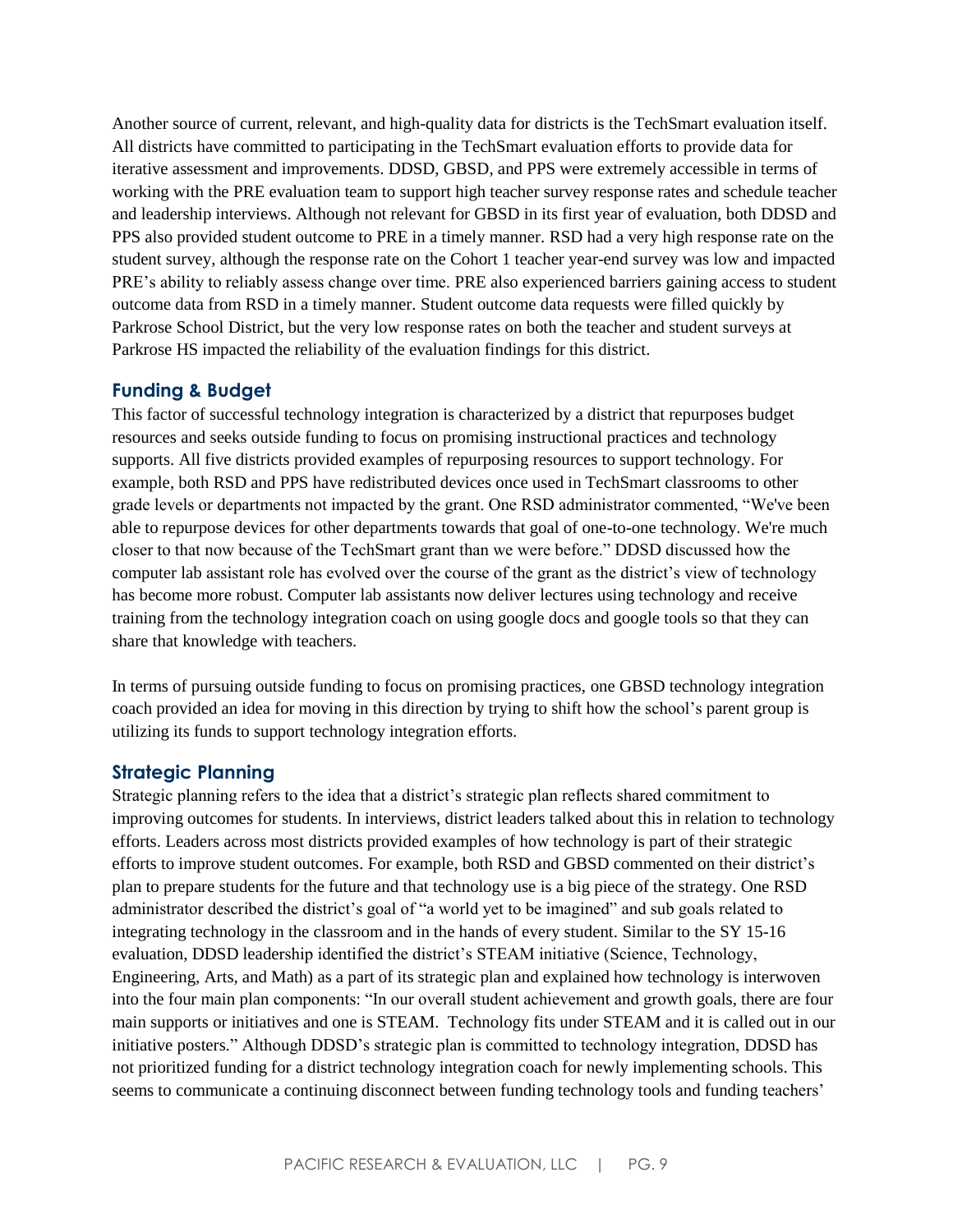Another source of current, relevant, and high-quality data for districts is the TechSmart evaluation itself. All districts have committed to participating in the TechSmart evaluation efforts to provide data for iterative assessment and improvements. DDSD, GBSD, and PPS were extremely accessible in terms of working with the PRE evaluation team to support high teacher survey response rates and schedule teacher and leadership interviews. Although not relevant for GBSD in its first year of evaluation, both DDSD and PPS also provided student outcome to PRE in a timely manner. RSD had a very high response rate on the student survey, although the response rate on the Cohort 1 teacher year-end survey was low and impacted PRE's ability to reliably assess change over time. PRE also experienced barriers gaining access to student outcome data from RSD in a timely manner. Student outcome data requests were filled quickly by Parkrose School District, but the very low response rates on both the teacher and student surveys at Parkrose HS impacted the reliability of the evaluation findings for this district.

### Funding & Budget

This factor of successful technology integration is characterized by a district that repurposes budget resources and seeks outside funding to focus on promising instructional practices and technology supports. All five districts provided examples of repurposing resources to support technology. For example, both RSD and PPS have redistributed devices once used in TechSmart classrooms to other grade levels or departments not impacted by the grant. One RSD administrator commented, "We've been able to repurpose devices for other departments towards that goal of one-to-one technology. We're much closer to that now because of the TechSmart grant than we were before." DDSD discussed how the computer lab assistant role has evolved over the course of the grant as the district's view of technology has become more robust. Computer lab assistants now deliver lectures using technology and receive training from the technology integration coach on using google docs and google tools so that they can share that knowledge with teachers.

In terms of pursuing outside funding to focus on promising practices, one GBSD technology integration coach provided an idea for moving in this direction by trying to shift how the school's parent group is utilizing its funds to support technology integration efforts.

### Strategic Planning

Strategic planning refers to the idea that a district's strategic plan reflects shared commitment to improving outcomes for students. In interviews, district leaders talked about this in relation to technology efforts. Leaders across most districts provided examples of how technology is part of their strategic efforts to improve student outcomes. For example, both RSD and GBSD commented on their district's plan to prepare students for the future and that technology use is a big piece of the strategy. One RSD administrator described the district's goal of "a world yet to be imagined" and sub goals related to integrating technology in the classroom and in the hands of every student. Similar to the SY 15-16 evaluation, DDSD leadership identified the district's STEAM initiative (Science, Technology, Engineering, Arts, and Math) as a part of its strategic plan and explained how technology is interwoven into the four main plan components: "In our overall student achievement and growth goals, there are four main supports or initiatives and one is STEAM. Technology fits under STEAM and it is called out in our initiative posters." Although DDSD's strategic plan is committed to technology integration, DDSD has not prioritized funding for a district technology integration coach for newly implementing schools. This seems to communicate a continuing disconnect between funding technology tools and funding teachers'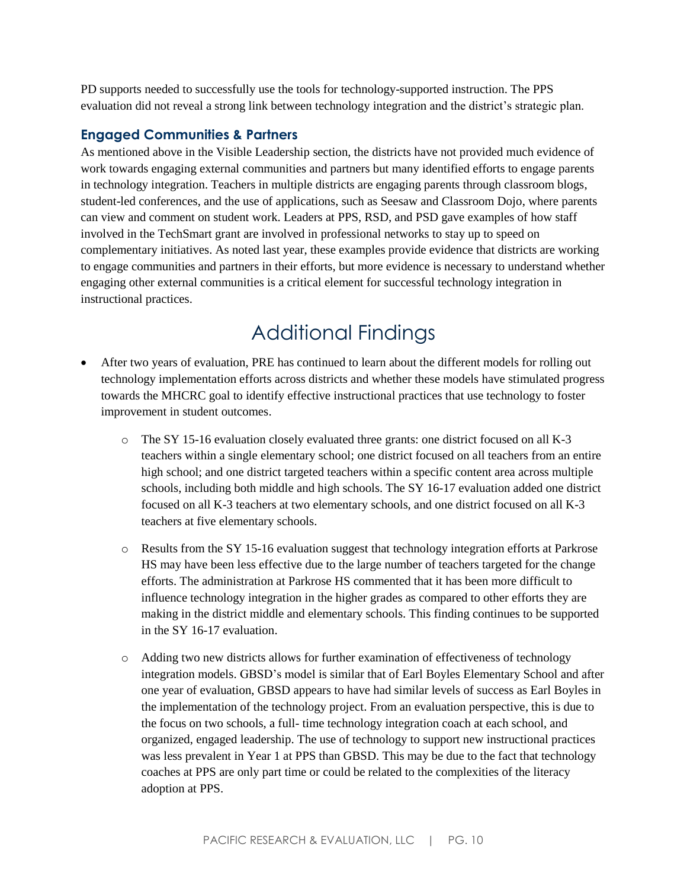PD supports needed to successfully use the tools for technology-supported instruction. The PPS evaluation did not reveal a strong link between technology integration and the district's strategic plan.

### Engaged Communities & Partners

As mentioned above in the Visible Leadership section, the districts have not provided much evidence of work towards engaging external communities and partners but many identified efforts to engage parents in technology integration. Teachers in multiple districts are engaging parents through classroom blogs, student-led conferences, and the use of applications, such as Seesaw and Classroom Dojo, where parents can view and comment on student work. Leaders at PPS, RSD, and PSD gave examples of how staff involved in the TechSmart grant are involved in professional networks to stay up to speed on complementary initiatives. As noted last year, these examples provide evidence that districts are working to engage communities and partners in their efforts, but more evidence is necessary to understand whether engaging other external communities is a critical element for successful technology integration in instructional practices.

## Additional Findings

- After two years of evaluation, PRE has continued to learn about the different models for rolling out technology implementation efforts across districts and whether these models have stimulated progress towards the MHCRC goal to identify effective instructional practices that use technology to foster improvement in student outcomes.
  - The SY 15-16 evaluation closely evaluated three grants: one district focused on all K-3 teachers within a single elementary school; one district focused on all teachers from an entire high school; and one district targeted teachers within a specific content area across multiple schools, including both middle and high schools. The SY 16-17 evaluation added one district focused on all K-3 teachers at two elementary schools, and one district focused on all K-3 teachers at five elementary schools.
  - Results from the SY 15-16 evaluation suggest that technology integration efforts at Parkrose HS may have been less effective due to the large number of teachers targeted for the change efforts. The administration at Parkrose HS commented that it has been more difficult to influence technology integration in the higher grades as compared to other efforts they are making in the district middle and elementary schools. This finding continues to be supported in the SY 16-17 evaluation.
  - Adding two new districts allows for further examination of effectiveness of technology integration models. GBSD's model is similar that of Earl Boyles Elementary School and after one year of evaluation, GBSD appears to have had similar levels of success as Earl Boyles in the implementation of the technology project. From an evaluation perspective, this is due to the focus on two schools, a full- time technology integration coach at each school, and organized, engaged leadership. The use of technology to support new instructional practices was less prevalent in Year 1 at PPS than GBSD. This may be due to the fact that technology coaches at PPS are only part time or could be related to the complexities of the literacy adoption at PPS.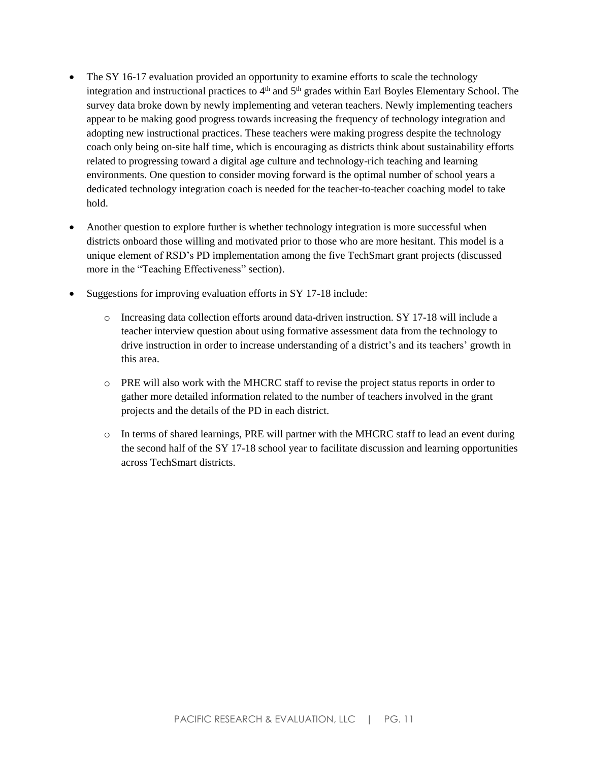- The SY 16-17 evaluation provided an opportunity to examine efforts to scale the technology integration and instructional practices to 4th and 5th grades within Earl Boyles Elementary School. The survey data broke down by newly implementing and veteran teachers. Newly implementing teachers appear to be making good progress towards increasing the frequency of technology integration and adopting new instructional practices. These teachers were making progress despite the technology coach only being on-site half time, which is encouraging as districts think about sustainability efforts related to progressing toward a digital age culture and technology-rich teaching and learning environments. One question to consider moving forward is the optimal number of school years a dedicated technology integration coach is needed for the teacher-to-teacher coaching model to take hold.

- Another question to explore further is whether technology integration is more successful when districts onboard those willing and motivated prior to those who are more hesitant. This model is a unique element of RSD's PD implementation among the five TechSmart grant projects (discussed more in the "Teaching Effectiveness" section).

- Suggestions for improving evaluation efforts in SY 17-18 include:

  - Increasing data collection efforts around data-driven instruction. SY 17-18 will include a teacher interview question about using formative assessment data from the technology to drive instruction in order to increase understanding of a district's and its teachers' growth in this area.

  - PRE will also work with the MHCRC staff to revise the project status reports in order to gather more detailed information related to the number of teachers involved in the grant projects and the details of the PD in each district.

  - In terms of shared learnings, PRE will partner with the MHCRC staff to lead an event during the second half of the SY 17-18 school year to facilitate discussion and learning opportunities across TechSmart districts.